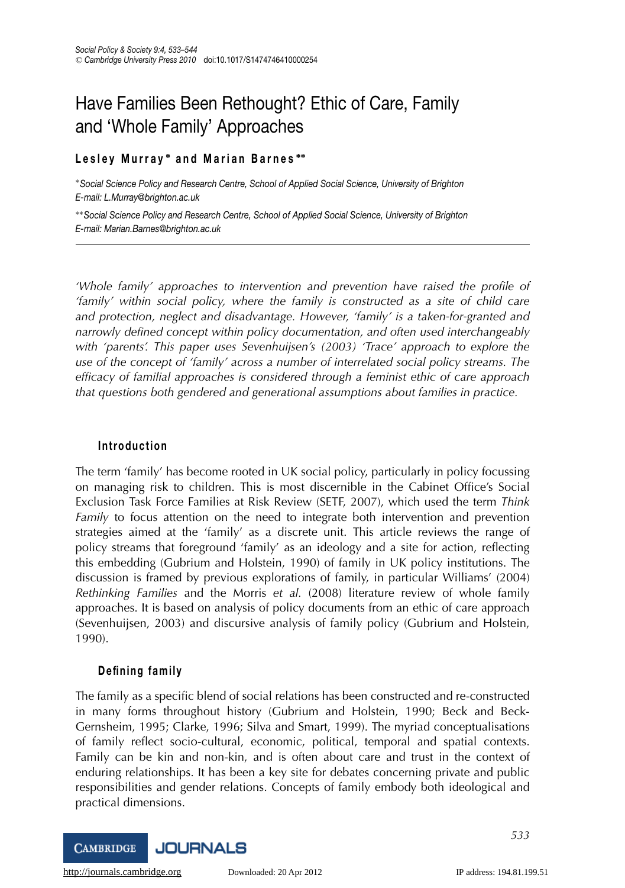# Have Families Been Rethought? Ethic of Care, Family and 'Whole Family' Approaches

**Lesley Murray\* and Marian Barnes\*\***

\**Social Science Policy and Research Centre, School of Applied Social Science, University of Brighton*
*E-mail: L.Murray@brighton.ac.uk*

\*\**Social Science Policy and Research Centre, School of Applied Social Science, University of Brighton*
*E-mail: Marian.Barnes@brighton.ac.uk*

---

*'Whole family' approaches to intervention and prevention have raised the profile of 'family' within social policy, where the family is constructed as a site of child care and protection, neglect and disadvantage. However, 'family' is a taken-for-granted and narrowly defined concept within policy documentation, and often used interchangeably with 'parents'. This paper uses Sevenhuijsen's (2003) 'Trace' approach to explore the use of the concept of 'family' across a number of interrelated social policy streams. The efficacy of familial approaches is considered through a feminist ethic of care approach that questions both gendered and generational assumptions about families in practice.*

## Introduction

The term 'family' has become rooted in UK social policy, particularly in policy focussing on managing risk to children. This is most discernible in the Cabinet Office's Social Exclusion Task Force Families at Risk Review (SETF, 2007), which used the term *Think Family* to focus attention on the need to integrate both intervention and prevention strategies aimed at the 'family' as a discrete unit. This article reviews the range of policy streams that foreground 'family' as an ideology and a site for action, reflecting this embedding (Gubrium and Holstein, 1990) of family in UK policy institutions. The discussion is framed by previous explorations of family, in particular Williams' (2004) *Rethinking Families* and the Morris *et al.* (2008) literature review of whole family approaches. It is based on analysis of policy documents from an ethic of care approach (Sevenhuijsen, 2003) and discursive analysis of family policy (Gubrium and Holstein, 1990).

## Defining family

The family as a specific blend of social relations has been constructed and re-constructed in many forms throughout history (Gubrium and Holstein, 1990; Beck and Beck-Gernsheim, 1995; Clarke, 1996; Silva and Smart, 1999). The myriad conceptualisations of family reflect socio-cultural, economic, political, temporal and spatial contexts. Family can be kin and non-kin, and is often about care and trust in the context of enduring relationships. It has been a key site for debates concerning private and public responsibilities and gender relations. Concepts of family embody both ideological and practical dimensions.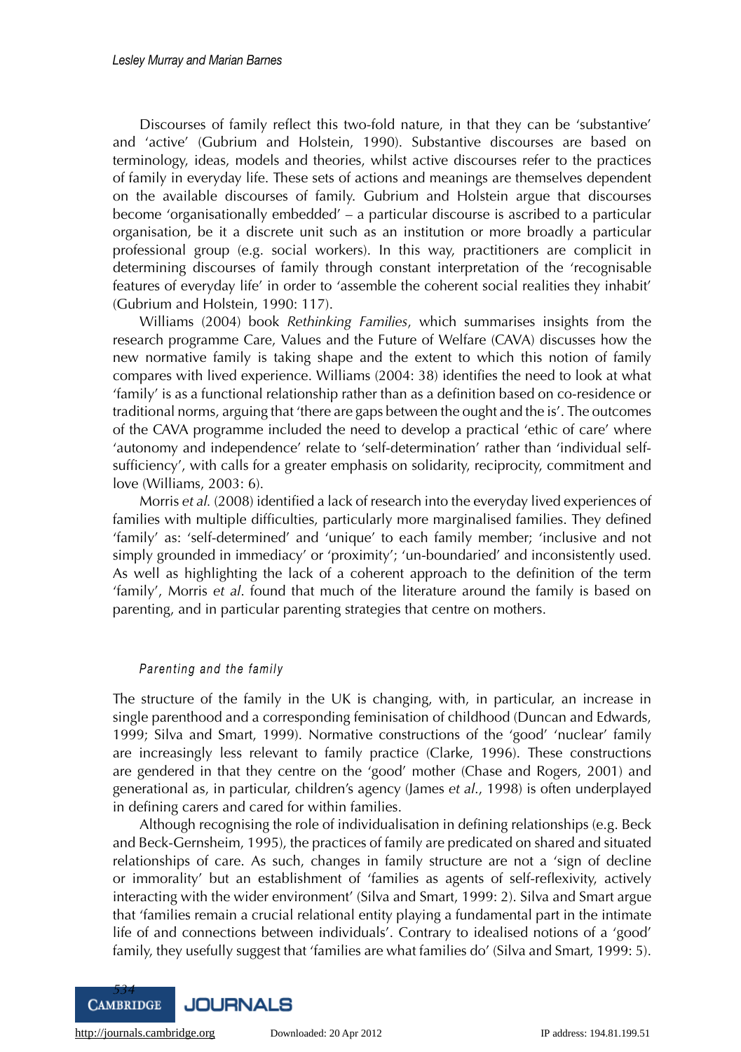Discourses of family reflect this two-fold nature, in that they can be 'substantive' and 'active' (Gubrium and Holstein, 1990). Substantive discourses are based on terminology, ideas, models and theories, whilst active discourses refer to the practices of family in everyday life. These sets of actions and meanings are themselves dependent on the available discourses of family. Gubrium and Holstein argue that discourses become 'organisationally embedded' – a particular discourse is ascribed to a particular organisation, be it a discrete unit such as an institution or more broadly a particular professional group (e.g. social workers). In this way, practitioners are complicit in determining discourses of family through constant interpretation of the 'recognisable features of everyday life' in order to 'assemble the coherent social realities they inhabit' (Gubrium and Holstein, 1990: 117).

Williams (2004) book *Rethinking Families*, which summarises insights from the research programme Care, Values and the Future of Welfare (CAVA) discusses how the new normative family is taking shape and the extent to which this notion of family compares with lived experience. Williams (2004: 38) identifies the need to look at what 'family' is as a functional relationship rather than as a definition based on co-residence or traditional norms, arguing that 'there are gaps between the ought and the is'. The outcomes of the CAVA programme included the need to develop a practical 'ethic of care' where 'autonomy and independence' relate to 'self-determination' rather than 'individual self-sufficiency', with calls for a greater emphasis on solidarity, reciprocity, commitment and love (Williams, 2003: 6).

Morris *et al.* (2008) identified a lack of research into the everyday lived experiences of families with multiple difficulties, particularly more marginalised families. They defined 'family' as: 'self-determined' and 'unique' to each family member; 'inclusive and not simply grounded in immediacy' or 'proximity'; 'un-boundaried' and inconsistently used. As well as highlighting the lack of a coherent approach to the definition of the term 'family', Morris *et al*. found that much of the literature around the family is based on parenting, and in particular parenting strategies that centre on mothers.

### *Parenting and the family*

The structure of the family in the UK is changing, with, in particular, an increase in single parenthood and a corresponding feminisation of childhood (Duncan and Edwards, 1999; Silva and Smart, 1999). Normative constructions of the 'good' 'nuclear' family are increasingly less relevant to family practice (Clarke, 1996). These constructions are gendered in that they centre on the 'good' mother (Chase and Rogers, 2001) and generational as, in particular, children's agency (James *et al*., 1998) is often underplayed in defining carers and cared for within families.

Although recognising the role of individualisation in defining relationships (e.g. Beck and Beck-Gernsheim, 1995), the practices of family are predicated on shared and situated relationships of care. As such, changes in family structure are not a 'sign of decline or immorality' but an establishment of 'families as agents of self-reflexivity, actively interacting with the wider environment' (Silva and Smart, 1999: 2). Silva and Smart argue that 'families remain a crucial relational entity playing a fundamental part in the intimate life of and connections between individuals'. Contrary to idealised notions of a 'good' family, they usefully suggest that 'families are what families do' (Silva and Smart, 1999: 5).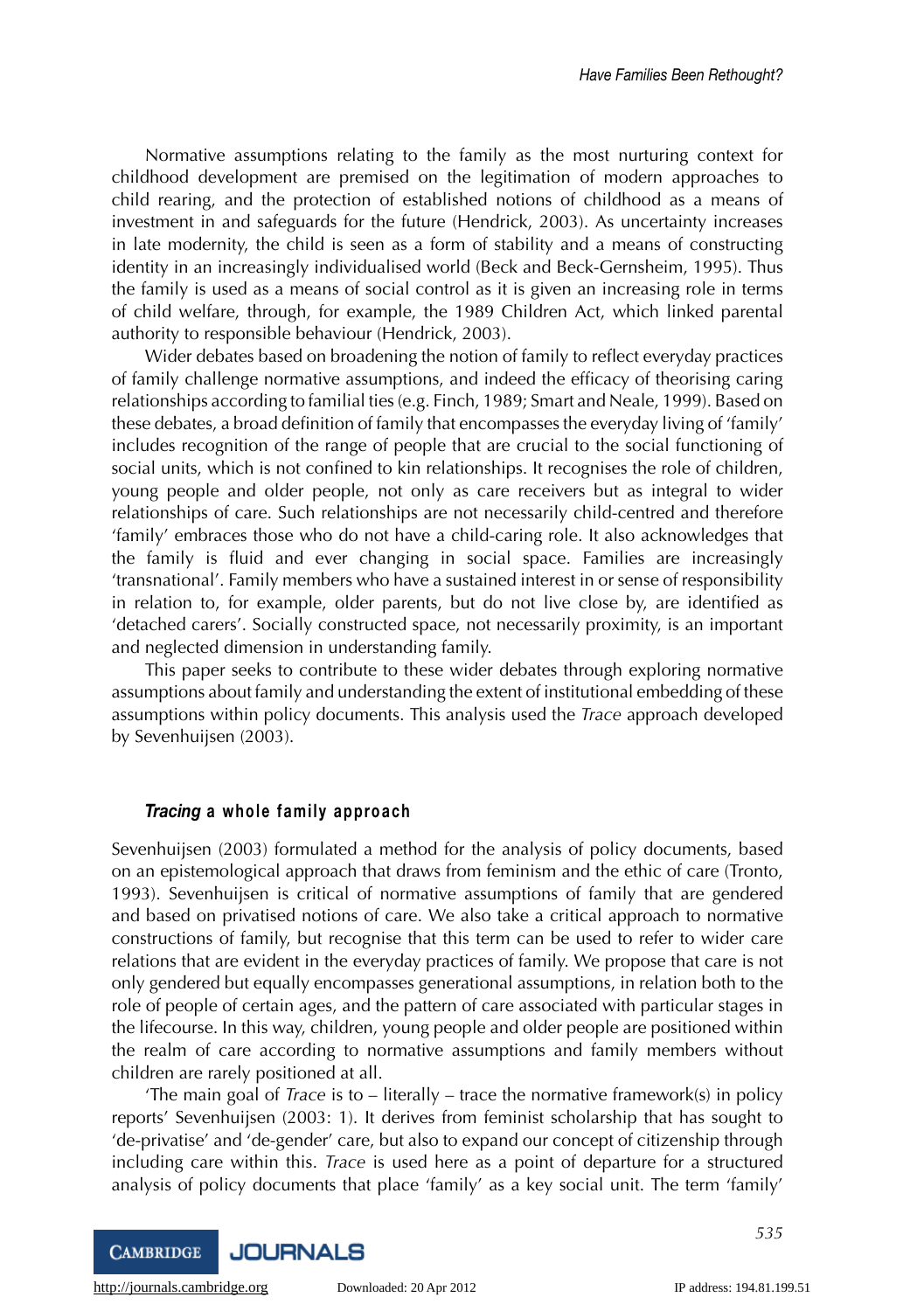Normative assumptions relating to the family as the most nurturing context for childhood development are premised on the legitimation of modern approaches to child rearing, and the protection of established notions of childhood as a means of investment in and safeguards for the future (Hendrick, 2003). As uncertainty increases in late modernity, the child is seen as a form of stability and a means of constructing identity in an increasingly individualised world (Beck and Beck-Gernsheim, 1995). Thus the family is used as a means of social control as it is given an increasing role in terms of child welfare, through, for example, the 1989 Children Act, which linked parental authority to responsible behaviour (Hendrick, 2003).

Wider debates based on broadening the notion of family to reflect everyday practices of family challenge normative assumptions, and indeed the efficacy of theorising caring relationships according to familial ties (e.g. Finch, 1989; Smart and Neale, 1999). Based on these debates, a broad definition of family that encompasses the everyday living of 'family' includes recognition of the range of people that are crucial to the social functioning of social units, which is not confined to kin relationships. It recognises the role of children, young people and older people, not only as care receivers but as integral to wider relationships of care. Such relationships are not necessarily child-centred and therefore 'family' embraces those who do not have a child-caring role. It also acknowledges that the family is fluid and ever changing in social space. Families are increasingly 'transnational'. Family members who have a sustained interest in or sense of responsibility in relation to, for example, older parents, but do not live close by, are identified as 'detached carers'. Socially constructed space, not necessarily proximity, is an important and neglected dimension in understanding family.

This paper seeks to contribute to these wider debates through exploring normative assumptions about family and understanding the extent of institutional embedding of these assumptions within policy documents. This analysis used the *Trace* approach developed by Sevenhuijsen (2003).

## ***Tracing*** **a whole family approach**

Sevenhuijsen (2003) formulated a method for the analysis of policy documents, based on an epistemological approach that draws from feminism and the ethic of care (Tronto, 1993). Sevenhuijsen is critical of normative assumptions of family that are gendered and based on privatised notions of care. We also take a critical approach to normative constructions of family, but recognise that this term can be used to refer to wider care relations that are evident in the everyday practices of family. We propose that care is not only gendered but equally encompasses generational assumptions, in relation both to the role of people of certain ages, and the pattern of care associated with particular stages in the lifecourse. In this way, children, young people and older people are positioned within the realm of care according to normative assumptions and family members without children are rarely positioned at all.

'The main goal of *Trace* is to – literally – trace the normative framework(s) in policy reports' Sevenhuijsen (2003: 1). It derives from feminist scholarship that has sought to 'de-privatise' and 'de-gender' care, but also to expand our concept of citizenship through including care within this. *Trace* is used here as a point of departure for a structured analysis of policy documents that place 'family' as a key social unit. The term 'family'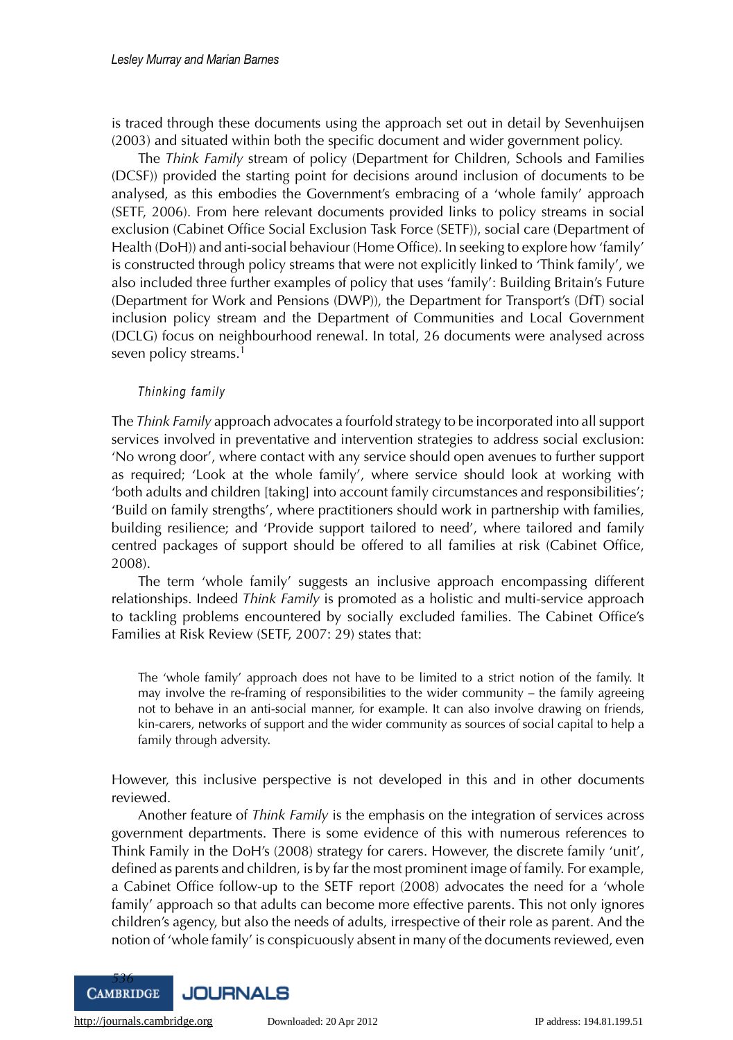is traced through these documents using the approach set out in detail by Sevenhuijsen (2003) and situated within both the specific document and wider government policy.

The *Think Family* stream of policy (Department for Children, Schools and Families (DCSF)) provided the starting point for decisions around inclusion of documents to be analysed, as this embodies the Government's embracing of a 'whole family' approach (SETF, 2006). From here relevant documents provided links to policy streams in social exclusion (Cabinet Office Social Exclusion Task Force (SETF)), social care (Department of Health (DoH)) and anti-social behaviour (Home Office). In seeking to explore how 'family' is constructed through policy streams that were not explicitly linked to 'Think family', we also included three further examples of policy that uses 'family': Building Britain's Future (Department for Work and Pensions (DWP)), the Department for Transport's (DfT) social inclusion policy stream and the Department of Communities and Local Government (DCLG) focus on neighbourhood renewal. In total, 26 documents were analysed across seven policy streams.[1]

### *Thinking family*

The *Think Family* approach advocates a fourfold strategy to be incorporated into all support services involved in preventative and intervention strategies to address social exclusion: 'No wrong door', where contact with any service should open avenues to further support as required; 'Look at the whole family', where service should look at working with 'both adults and children [taking] into account family circumstances and responsibilities'; 'Build on family strengths', where practitioners should work in partnership with families, building resilience; and 'Provide support tailored to need', where tailored and family centred packages of support should be offered to all families at risk (Cabinet Office, 2008).

The term 'whole family' suggests an inclusive approach encompassing different relationships. Indeed *Think Family* is promoted as a holistic and multi-service approach to tackling problems encountered by socially excluded families. The Cabinet Office's Families at Risk Review (SETF, 2007: 29) states that:

> The 'whole family' approach does not have to be limited to a strict notion of the family. It may involve the re-framing of responsibilities to the wider community – the family agreeing not to behave in an anti-social manner, for example. It can also involve drawing on friends, kin-carers, networks of support and the wider community as sources of social capital to help a family through adversity.

However, this inclusive perspective is not developed in this and in other documents reviewed.

Another feature of *Think Family* is the emphasis on the integration of services across government departments. There is some evidence of this with numerous references to Think Family in the DoH's (2008) strategy for carers. However, the discrete family 'unit', defined as parents and children, is by far the most prominent image of family. For example, a Cabinet Office follow-up to the SETF report (2008) advocates the need for a 'whole family' approach so that adults can become more effective parents. This not only ignores children's agency, but also the needs of adults, irrespective of their role as parent. And the notion of 'whole family' is conspicuously absent in many of the documents reviewed, even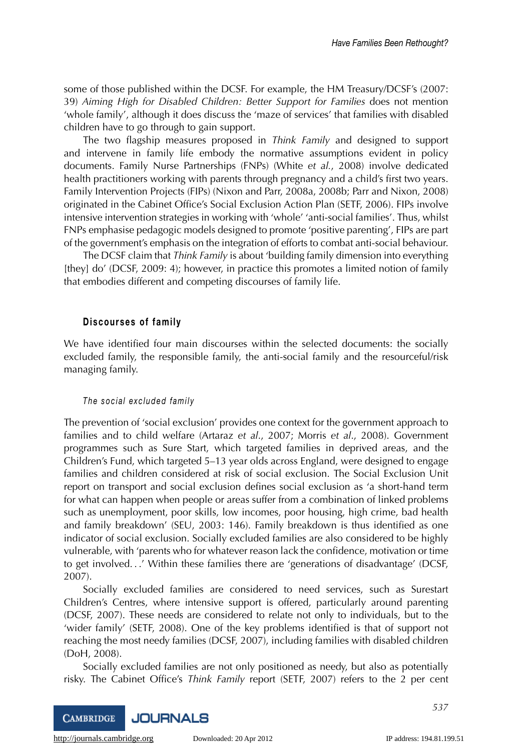some of those published within the DCSF. For example, the HM Treasury/DCSF's (2007: 39) *Aiming High for Disabled Children: Better Support for Families* does not mention 'whole family', although it does discuss the 'maze of services' that families with disabled children have to go through to gain support.

The two flagship measures proposed in *Think Family* and designed to support and intervene in family life embody the normative assumptions evident in policy documents. Family Nurse Partnerships (FNPs) (White *et al.*, 2008) involve dedicated health practitioners working with parents through pregnancy and a child's first two years. Family Intervention Projects (FIPs) (Nixon and Parr, 2008a, 2008b; Parr and Nixon, 2008) originated in the Cabinet Office's Social Exclusion Action Plan (SETF, 2006). FIPs involve intensive intervention strategies in working with 'whole' 'anti-social families'. Thus, whilst FNPs emphasise pedagogic models designed to promote 'positive parenting', FIPs are part of the government's emphasis on the integration of efforts to combat anti-social behaviour.

The DCSF claim that *Think Family* is about 'building family dimension into everything [they] do' (DCSF, 2009: 4); however, in practice this promotes a limited notion of family that embodies different and competing discourses of family life.

## Discourses of family

We have identified four main discourses within the selected documents: the socially excluded family, the responsible family, the anti-social family and the resourceful/risk managing family.

### *The social excluded family*

The prevention of 'social exclusion' provides one context for the government approach to families and to child welfare (Artaraz *et al.*, 2007; Morris *et al.*, 2008). Government programmes such as Sure Start, which targeted families in deprived areas, and the Children's Fund, which targeted 5–13 year olds across England, were designed to engage families and children considered at risk of social exclusion. The Social Exclusion Unit report on transport and social exclusion defines social exclusion as 'a short-hand term for what can happen when people or areas suffer from a combination of linked problems such as unemployment, poor skills, low incomes, poor housing, high crime, bad health and family breakdown' (SEU, 2003: 146). Family breakdown is thus identified as one indicator of social exclusion. Socially excluded families are also considered to be highly vulnerable, with 'parents who for whatever reason lack the confidence, motivation or time to get involved...' Within these families there are 'generations of disadvantage' (DCSF, 2007).

Socially excluded families are considered to need services, such as Surestart Children's Centres, where intensive support is offered, particularly around parenting (DCSF, 2007). These needs are considered to relate not only to individuals, but to the 'wider family' (SETF, 2008). One of the key problems identified is that of support not reaching the most needy families (DCSF, 2007), including families with disabled children (DoH, 2008).

Socially excluded families are not only positioned as needy, but also as potentially risky. The Cabinet Office's *Think Family* report (SETF, 2007) refers to the 2 per cent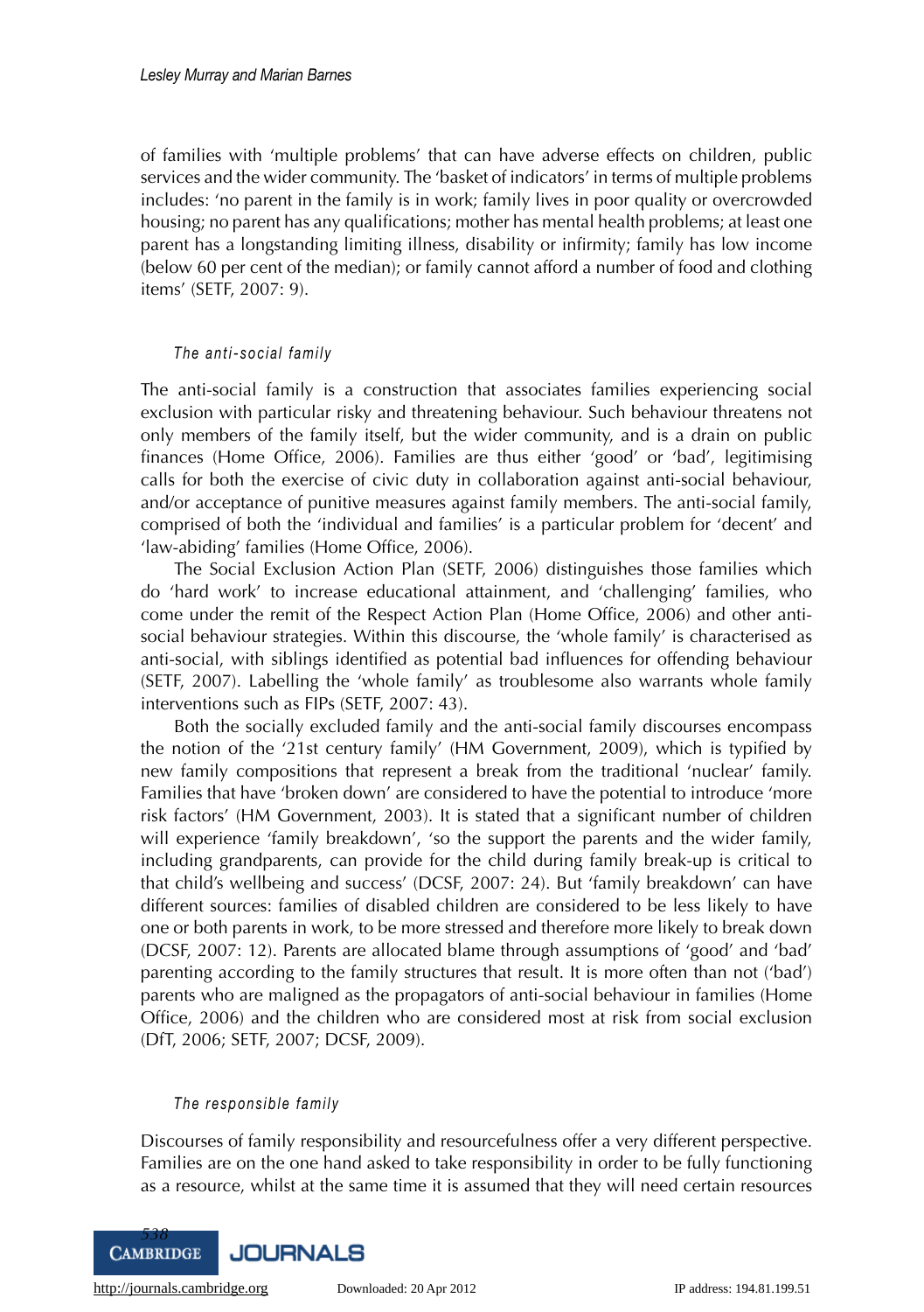of families with 'multiple problems' that can have adverse effects on children, public services and the wider community. The 'basket of indicators' in terms of multiple problems includes: 'no parent in the family is in work; family lives in poor quality or overcrowded housing; no parent has any qualifications; mother has mental health problems; at least one parent has a longstanding limiting illness, disability or infirmity; family has low income (below 60 per cent of the median); or family cannot afford a number of food and clothing items' (SETF, 2007: 9).

### *The anti-social family*

The anti-social family is a construction that associates families experiencing social exclusion with particular risky and threatening behaviour. Such behaviour threatens not only members of the family itself, but the wider community, and is a drain on public finances (Home Office, 2006). Families are thus either 'good' or 'bad', legitimising calls for both the exercise of civic duty in collaboration against anti-social behaviour, and/or acceptance of punitive measures against family members. The anti-social family, comprised of both the 'individual and families' is a particular problem for 'decent' and 'law-abiding' families (Home Office, 2006).

The Social Exclusion Action Plan (SETF, 2006) distinguishes those families which do 'hard work' to increase educational attainment, and 'challenging' families, who come under the remit of the Respect Action Plan (Home Office, 2006) and other anti-social behaviour strategies. Within this discourse, the 'whole family' is characterised as anti-social, with siblings identified as potential bad influences for offending behaviour (SETF, 2007). Labelling the 'whole family' as troublesome also warrants whole family interventions such as FIPs (SETF, 2007: 43).

Both the socially excluded family and the anti-social family discourses encompass the notion of the '21st century family' (HM Government, 2009), which is typified by new family compositions that represent a break from the traditional 'nuclear' family. Families that have 'broken down' are considered to have the potential to introduce 'more risk factors' (HM Government, 2003). It is stated that a significant number of children will experience 'family breakdown', 'so the support the parents and the wider family, including grandparents, can provide for the child during family break-up is critical to that child's wellbeing and success' (DCSF, 2007: 24). But 'family breakdown' can have different sources: families of disabled children are considered to be less likely to have one or both parents in work, to be more stressed and therefore more likely to break down (DCSF, 2007: 12). Parents are allocated blame through assumptions of 'good' and 'bad' parenting according to the family structures that result. It is more often than not ('bad') parents who are maligned as the propagators of anti-social behaviour in families (Home Office, 2006) and the children who are considered most at risk from social exclusion (DfT, 2006; SETF, 2007; DCSF, 2009).

### *The responsible family*

Discourses of family responsibility and resourcefulness offer a very different perspective. Families are on the one hand asked to take responsibility in order to be fully functioning as a resource, whilst at the same time it is assumed that they will need certain resources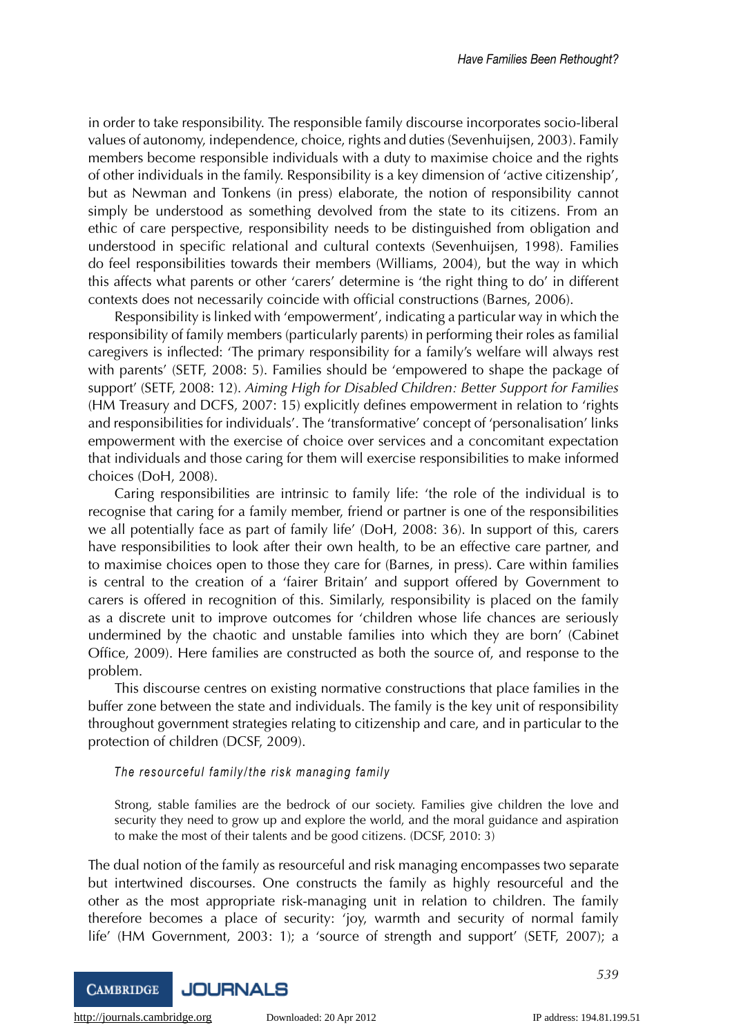in order to take responsibility. The responsible family discourse incorporates socio-liberal values of autonomy, independence, choice, rights and duties (Sevenhuijsen, 2003). Family members become responsible individuals with a duty to maximise choice and the rights of other individuals in the family. Responsibility is a key dimension of 'active citizenship', but as Newman and Tonkens (in press) elaborate, the notion of responsibility cannot simply be understood as something devolved from the state to its citizens. From an ethic of care perspective, responsibility needs to be distinguished from obligation and understood in specific relational and cultural contexts (Sevenhuijsen, 1998). Families do feel responsibilities towards their members (Williams, 2004), but the way in which this affects what parents or other 'carers' determine is 'the right thing to do' in different contexts does not necessarily coincide with official constructions (Barnes, 2006).

Responsibility is linked with 'empowerment', indicating a particular way in which the responsibility of family members (particularly parents) in performing their roles as familial caregivers is inflected: 'The primary responsibility for a family's welfare will always rest with parents' (SETF, 2008: 5). Families should be 'empowered to shape the package of support' (SETF, 2008: 12). *Aiming High for Disabled Children: Better Support for Families* (HM Treasury and DCFS, 2007: 15) explicitly defines empowerment in relation to 'rights and responsibilities for individuals'. The 'transformative' concept of 'personalisation' links empowerment with the exercise of choice over services and a concomitant expectation that individuals and those caring for them will exercise responsibilities to make informed choices (DoH, 2008).

Caring responsibilities are intrinsic to family life: 'the role of the individual is to recognise that caring for a family member, friend or partner is one of the responsibilities we all potentially face as part of family life' (DoH, 2008: 36). In support of this, carers have responsibilities to look after their own health, to be an effective care partner, and to maximise choices open to those they care for (Barnes, in press). Care within families is central to the creation of a 'fairer Britain' and support offered by Government to carers is offered in recognition of this. Similarly, responsibility is placed on the family as a discrete unit to improve outcomes for 'children whose life chances are seriously undermined by the chaotic and unstable families into which they are born' (Cabinet Office, 2009). Here families are constructed as both the source of, and response to the problem.

This discourse centres on existing normative constructions that place families in the buffer zone between the state and individuals. The family is the key unit of responsibility throughout government strategies relating to citizenship and care, and in particular to the protection of children (DCSF, 2009).

### *The resourceful family/the risk managing family*

> Strong, stable families are the bedrock of our society. Families give children the love and security they need to grow up and explore the world, and the moral guidance and aspiration to make the most of their talents and be good citizens. (DCSF, 2010: 3)

The dual notion of the family as resourceful and risk managing encompasses two separate but intertwined discourses. One constructs the family as highly resourceful and the other as the most appropriate risk-managing unit in relation to children. The family therefore becomes a place of security: 'joy, warmth and security of normal family life' (HM Government, 2003: 1); a 'source of strength and support' (SETF, 2007); a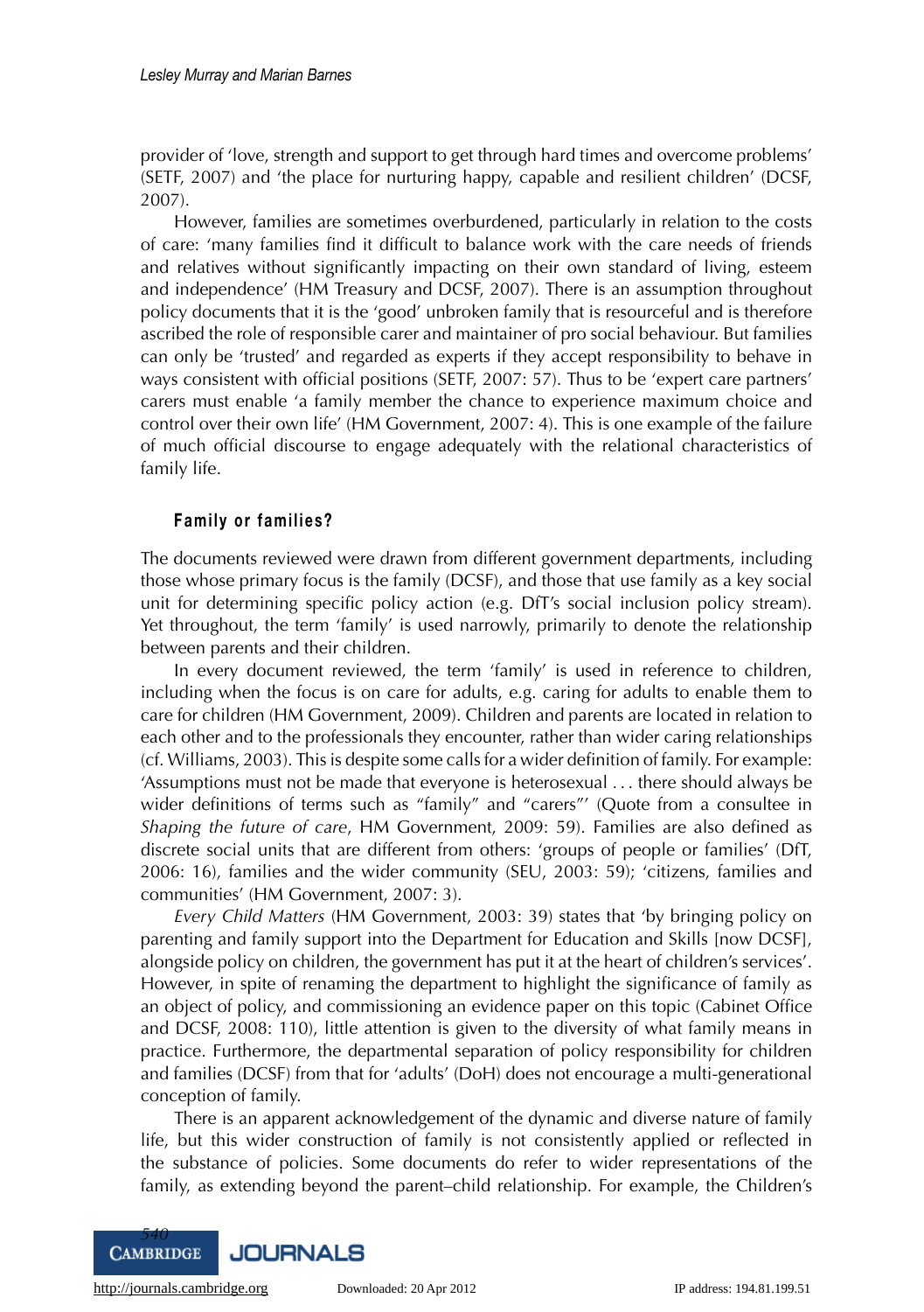provider of 'love, strength and support to get through hard times and overcome problems' (SETF, 2007) and 'the place for nurturing happy, capable and resilient children' (DCSF, 2007).

However, families are sometimes overburdened, particularly in relation to the costs of care: 'many families find it difficult to balance work with the care needs of friends and relatives without significantly impacting on their own standard of living, esteem and independence' (HM Treasury and DCSF, 2007). There is an assumption throughout policy documents that it is the 'good' unbroken family that is resourceful and is therefore ascribed the role of responsible carer and maintainer of pro social behaviour. But families can only be 'trusted' and regarded as experts if they accept responsibility to behave in ways consistent with official positions (SETF, 2007: 57). Thus to be 'expert care partners' carers must enable 'a family member the chance to experience maximum choice and control over their own life' (HM Government, 2007: 4). This is one example of the failure of much official discourse to engage adequately with the relational characteristics of family life.

### Family or families?

The documents reviewed were drawn from different government departments, including those whose primary focus is the family (DCSF), and those that use family as a key social unit for determining specific policy action (e.g. DfT's social inclusion policy stream). Yet throughout, the term 'family' is used narrowly, primarily to denote the relationship between parents and their children.

In every document reviewed, the term 'family' is used in reference to children, including when the focus is on care for adults, e.g. caring for adults to enable them to care for children (HM Government, 2009). Children and parents are located in relation to each other and to the professionals they encounter, rather than wider caring relationships (cf. Williams, 2003). This is despite some calls for a wider definition of family. For example: 'Assumptions must not be made that everyone is heterosexual . . . there should always be wider definitions of terms such as "family" and "carers"' (Quote from a consultee in *Shaping the future of care*, HM Government, 2009: 59). Families are also defined as discrete social units that are different from others: 'groups of people or families' (DfT, 2006: 16), families and the wider community (SEU, 2003: 59); 'citizens, families and communities' (HM Government, 2007: 3).

*Every Child Matters* (HM Government, 2003: 39) states that 'by bringing policy on parenting and family support into the Department for Education and Skills [now DCSF], alongside policy on children, the government has put it at the heart of children's services'. However, in spite of renaming the department to highlight the significance of family as an object of policy, and commissioning an evidence paper on this topic (Cabinet Office and DCSF, 2008: 110), little attention is given to the diversity of what family means in practice. Furthermore, the departmental separation of policy responsibility for children and families (DCSF) from that for 'adults' (DoH) does not encourage a multi-generational conception of family.

There is an apparent acknowledgement of the dynamic and diverse nature of family life, but this wider construction of family is not consistently applied or reflected in the substance of policies. Some documents do refer to wider representations of the family, as extending beyond the parent–child relationship. For example, the Children's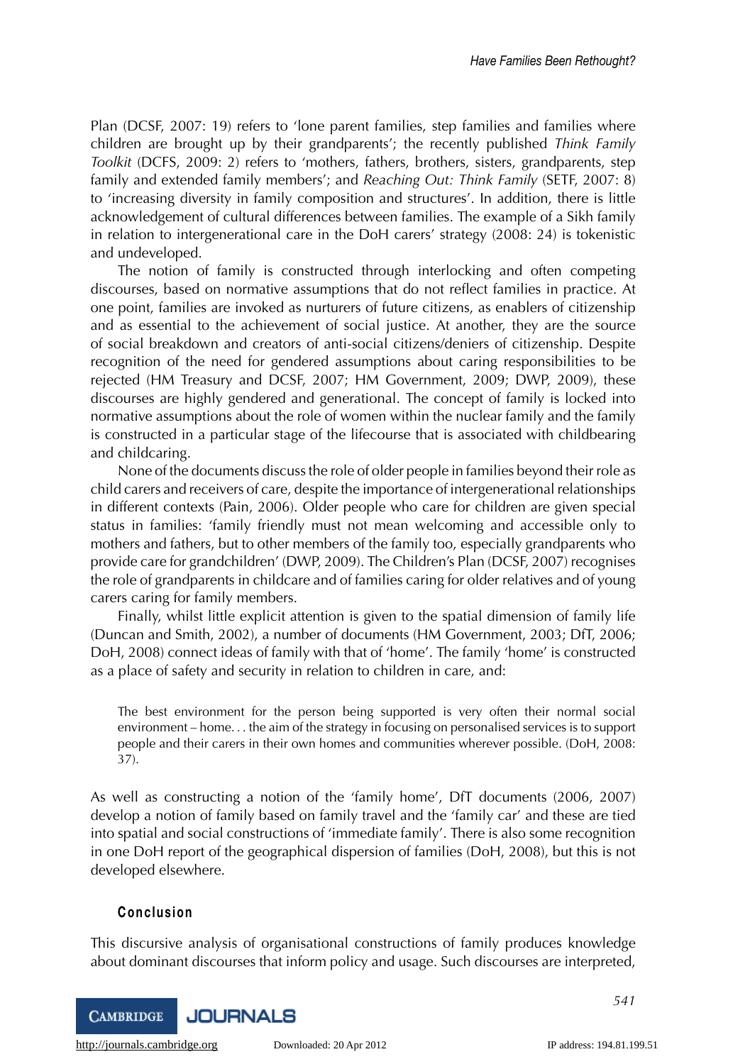Plan (DCSF, 2007: 19) refers to 'lone parent families, step families and families where children are brought up by their grandparents'; the recently published *Think Family Toolkit* (DCFS, 2009: 2) refers to 'mothers, fathers, brothers, sisters, grandparents, step family and extended family members'; and *Reaching Out: Think Family* (SETF, 2007: 8) to 'increasing diversity in family composition and structures'. In addition, there is little acknowledgement of cultural differences between families. The example of a Sikh family in relation to intergenerational care in the DoH carers' strategy (2008: 24) is tokenistic and undeveloped.

The notion of family is constructed through interlocking and often competing discourses, based on normative assumptions that do not reflect families in practice. At one point, families are invoked as nurturers of future citizens, as enablers of citizenship and as essential to the achievement of social justice. At another, they are the source of social breakdown and creators of anti-social citizens/deniers of citizenship. Despite recognition of the need for gendered assumptions about caring responsibilities to be rejected (HM Treasury and DCSF, 2007; HM Government, 2009; DWP, 2009), these discourses are highly gendered and generational. The concept of family is locked into normative assumptions about the role of women within the nuclear family and the family is constructed in a particular stage of the lifecourse that is associated with childbearing and childcaring.

None of the documents discuss the role of older people in families beyond their role as child carers and receivers of care, despite the importance of intergenerational relationships in different contexts (Pain, 2006). Older people who care for children are given special status in families: 'family friendly must not mean welcoming and accessible only to mothers and fathers, but to other members of the family too, especially grandparents who provide care for grandchildren' (DWP, 2009). The Children's Plan (DCSF, 2007) recognises the role of grandparents in childcare and of families caring for older relatives and of young carers caring for family members.

Finally, whilst little explicit attention is given to the spatial dimension of family life (Duncan and Smith, 2002), a number of documents (HM Government, 2003; DfT, 2006; DoH, 2008) connect ideas of family with that of 'home'. The family 'home' is constructed as a place of safety and security in relation to children in care, and:

> The best environment for the person being supported is very often their normal social environment – home. . . the aim of the strategy in focusing on personalised services is to support people and their carers in their own homes and communities wherever possible. (DoH, 2008: 37).

As well as constructing a notion of the 'family home', DfT documents (2006, 2007) develop a notion of family based on family travel and the 'family car' and these are tied into spatial and social constructions of 'immediate family'. There is also some recognition in one DoH report of the geographical dispersion of families (DoH, 2008), but this is not developed elsewhere.

## Conclusion

This discursive analysis of organisational constructions of family produces knowledge about dominant discourses that inform policy and usage. Such discourses are interpreted,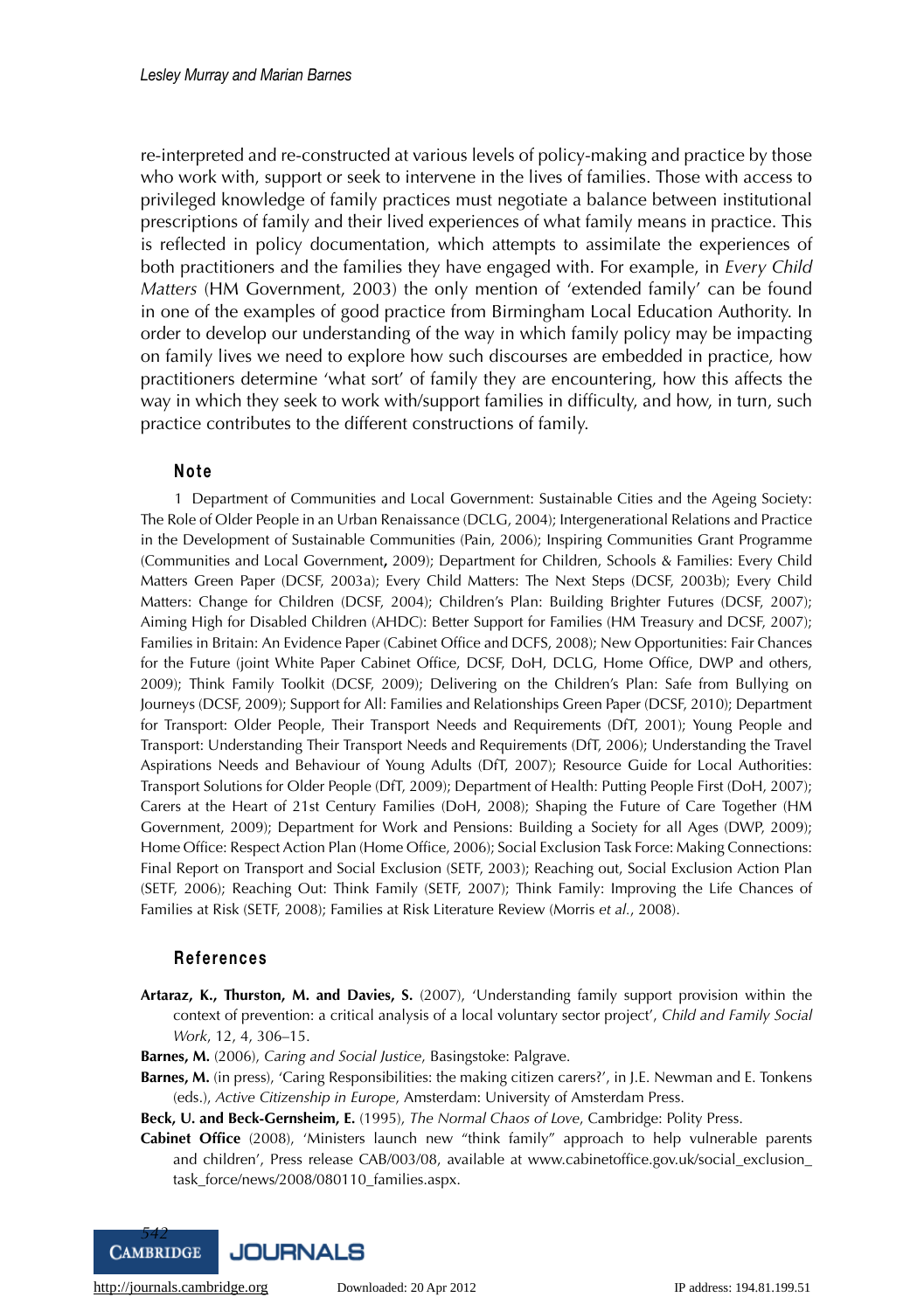re-interpreted and re-constructed at various levels of policy-making and practice by those who work with, support or seek to intervene in the lives of families. Those with access to privileged knowledge of family practices must negotiate a balance between institutional prescriptions of family and their lived experiences of what family means in practice. This is reflected in policy documentation, which attempts to assimilate the experiences of both practitioners and the families they have engaged with. For example, in *Every Child Matters* (HM Government, 2003) the only mention of 'extended family' can be found in one of the examples of good practice from Birmingham Local Education Authority. In order to develop our understanding of the way in which family policy may be impacting on family lives we need to explore how such discourses are embedded in practice, how practitioners determine 'what sort' of family they are encountering, how this affects the way in which they seek to work with/support families in difficulty, and how, in turn, such practice contributes to the different constructions of family.

## Note

1 Department of Communities and Local Government: Sustainable Cities and the Ageing Society: The Role of Older People in an Urban Renaissance (DCLG, 2004); Intergenerational Relations and Practice in the Development of Sustainable Communities (Pain, 2006); Inspiring Communities Grant Programme (Communities and Local Government**,** 2009); Department for Children, Schools & Families: Every Child Matters Green Paper (DCSF, 2003a); Every Child Matters: The Next Steps (DCSF, 2003b); Every Child Matters: Change for Children (DCSF, 2004); Children's Plan: Building Brighter Futures (DCSF, 2007); Aiming High for Disabled Children (AHDC): Better Support for Families (HM Treasury and DCSF, 2007); Families in Britain: An Evidence Paper (Cabinet Office and DCFS, 2008); New Opportunities: Fair Chances for the Future (joint White Paper Cabinet Office, DCSF, DoH, DCLG, Home Office, DWP and others, 2009); Think Family Toolkit (DCSF, 2009); Delivering on the Children's Plan: Safe from Bullying on Journeys (DCSF, 2009); Support for All: Families and Relationships Green Paper (DCSF, 2010); Department for Transport: Older People, Their Transport Needs and Requirements (DfT, 2001); Young People and Transport: Understanding Their Transport Needs and Requirements (DfT, 2006); Understanding the Travel Aspirations Needs and Behaviour of Young Adults (DfT, 2007); Resource Guide for Local Authorities: Transport Solutions for Older People (DfT, 2009); Department of Health: Putting People First (DoH, 2007); Carers at the Heart of 21st Century Families (DoH, 2008); Shaping the Future of Care Together (HM Government, 2009); Department for Work and Pensions: Building a Society for all Ages (DWP, 2009); Home Office: Respect Action Plan (Home Office, 2006); Social Exclusion Task Force: Making Connections: Final Report on Transport and Social Exclusion (SETF, 2003); Reaching out, Social Exclusion Action Plan (SETF, 2006); Reaching Out: Think Family (SETF, 2007); Think Family: Improving the Life Chances of Families at Risk (SETF, 2008); Families at Risk Literature Review (Morris *et al.*, 2008).

## References

**Artaraz, K., Thurston, M. and Davies, S.** (2007), 'Understanding family support provision within the context of prevention: a critical analysis of a local voluntary sector project', *Child and Family Social Work*, 12, 4, 306–15.

**Barnes, M.** (2006), *Caring and Social Justice*, Basingstoke: Palgrave.

**Barnes, M.** (in press), 'Caring Responsibilities: the making citizen carers?', in J.E. Newman and E. Tonkens (eds.), *Active Citizenship in Europe*, Amsterdam: University of Amsterdam Press.

**Beck, U. and Beck-Gernsheim, E.** (1995), *The Normal Chaos of Love*, Cambridge: Polity Press.

**Cabinet Office** (2008), 'Ministers launch new "think family" approach to help vulnerable parents and children', Press release CAB/003/08, available at www.cabinetoffice.gov.uk/social_exclusion_task_force/news/2008/080110_families.aspx.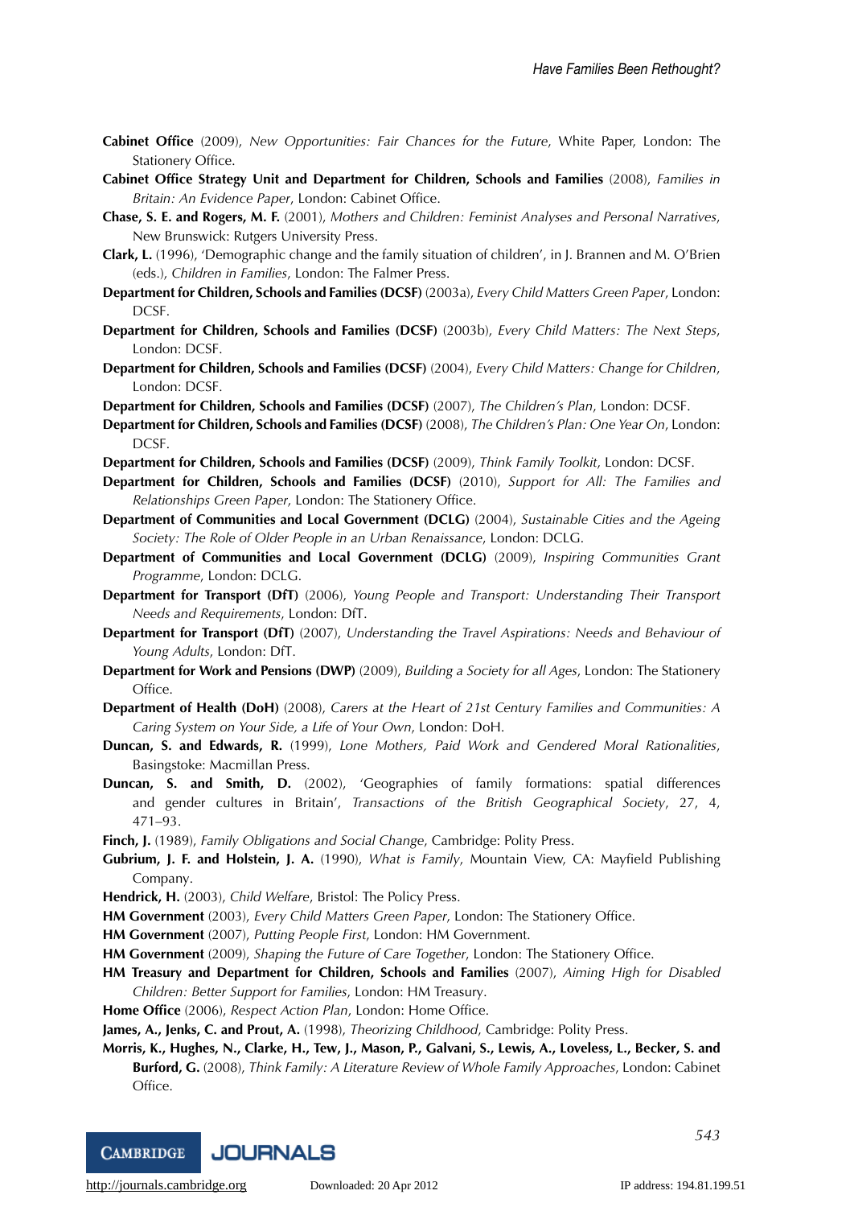**Cabinet Office** (2009), *New Opportunities: Fair Chances for the Future*, White Paper, London: The Stationery Office.

**Cabinet Office Strategy Unit and Department for Children, Schools and Families** (2008), *Families in Britain: An Evidence Paper*, London: Cabinet Office.

**Chase, S. E. and Rogers, M. F.** (2001), *Mothers and Children: Feminist Analyses and Personal Narratives*, New Brunswick: Rutgers University Press.

**Clark, L.** (1996), 'Demographic change and the family situation of children', in J. Brannen and M. O'Brien (eds.), *Children in Families*, London: The Falmer Press.

**Department for Children, Schools and Families (DCSF)** (2003a), *Every Child Matters Green Paper*, London: DCSF.

**Department for Children, Schools and Families (DCSF)** (2003b), *Every Child Matters: The Next Steps*, London: DCSF.

**Department for Children, Schools and Families (DCSF)** (2004), *Every Child Matters: Change for Children*, London: DCSF.

**Department for Children, Schools and Families (DCSF)** (2007), *The Children's Plan*, London: DCSF.

**Department for Children, Schools and Families (DCSF)** (2008), *The Children's Plan: One Year On*, London: DCSF.

**Department for Children, Schools and Families (DCSF)** (2009), *Think Family Toolkit*, London: DCSF.

**Department for Children, Schools and Families (DCSF)** (2010), *Support for All: The Families and Relationships Green Paper*, London: The Stationery Office.

**Department of Communities and Local Government (DCLG)** (2004), *Sustainable Cities and the Ageing Society: The Role of Older People in an Urban Renaissance*, London: DCLG.

**Department of Communities and Local Government (DCLG)** (2009), *Inspiring Communities Grant Programme*, London: DCLG.

**Department for Transport (DfT)** (2006), *Young People and Transport: Understanding Their Transport Needs and Requirements*, London: DfT.

**Department for Transport (DfT)** (2007), *Understanding the Travel Aspirations: Needs and Behaviour of Young Adults*, London: DfT.

**Department for Work and Pensions (DWP)** (2009), *Building a Society for all Ages*, London: The Stationery Office.

**Department of Health (DoH)** (2008), *Carers at the Heart of 21st Century Families and Communities: A Caring System on Your Side, a Life of Your Own*, London: DoH.

**Duncan, S. and Edwards, R.** (1999), *Lone Mothers, Paid Work and Gendered Moral Rationalities*, Basingstoke: Macmillan Press.

**Duncan, S. and Smith, D.** (2002), 'Geographies of family formations: spatial differences and gender cultures in Britain', *Transactions of the British Geographical Society*, 27, 4, 471–93.

**Finch, J.** (1989), *Family Obligations and Social Change*, Cambridge: Polity Press.

**Gubrium, J. F. and Holstein, J. A.** (1990), *What is Family*, Mountain View, CA: Mayfield Publishing Company.

**Hendrick, H.** (2003), *Child Welfare*, Bristol: The Policy Press.

**HM Government** (2003), *Every Child Matters Green Paper*, London: The Stationery Office.

**HM Government** (2007), *Putting People First*, London: HM Government.

**HM Government** (2009), *Shaping the Future of Care Together*, London: The Stationery Office.

**HM Treasury and Department for Children, Schools and Families** (2007), *Aiming High for Disabled Children: Better Support for Families*, London: HM Treasury.

**Home Office** (2006), *Respect Action Plan*, London: Home Office.

**James, A., Jenks, C. and Prout, A.** (1998), *Theorizing Childhood*, Cambridge: Polity Press.

**Morris, K., Hughes, N., Clarke, H., Tew, J., Mason, P., Galvani, S., Lewis, A., Loveless, L., Becker, S. and Burford, G.** (2008), *Think Family: A Literature Review of Whole Family Approaches*, London: Cabinet Office.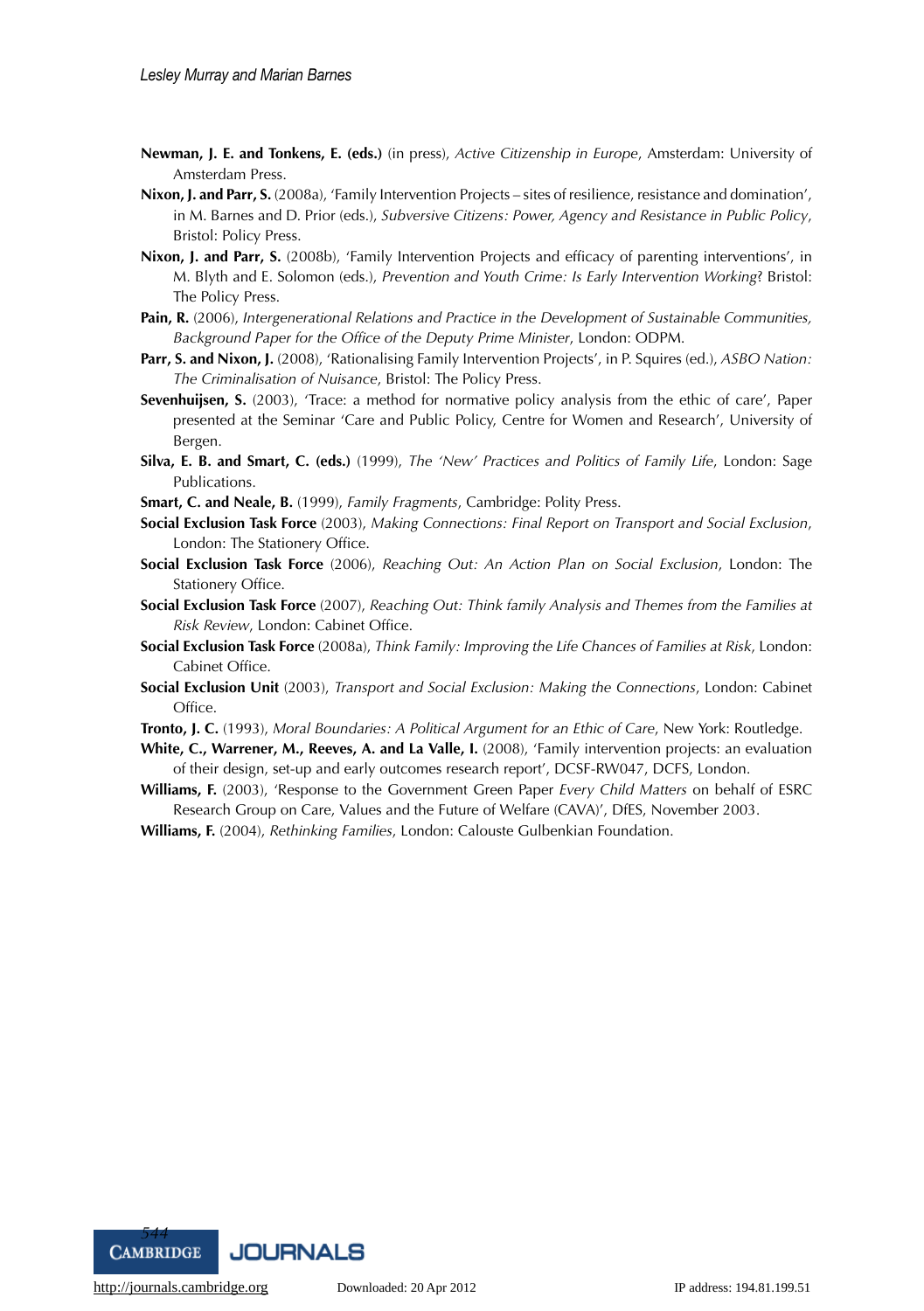**Newman, J. E. and Tonkens, E. (eds.)** (in press), *Active Citizenship in Europe*, Amsterdam: University of Amsterdam Press.

**Nixon, J. and Parr, S.** (2008a), 'Family Intervention Projects – sites of resilience, resistance and domination', in M. Barnes and D. Prior (eds.), *Subversive Citizens: Power, Agency and Resistance in Public Policy*, Bristol: Policy Press.

**Nixon, J. and Parr, S.** (2008b), 'Family Intervention Projects and efficacy of parenting interventions', in M. Blyth and E. Solomon (eds.), *Prevention and Youth Crime: Is Early Intervention Working*? Bristol: The Policy Press.

**Pain, R.** (2006), *Intergenerational Relations and Practice in the Development of Sustainable Communities, Background Paper for the Office of the Deputy Prime Minister*, London: ODPM.

**Parr, S. and Nixon, J.** (2008), 'Rationalising Family Intervention Projects', in P. Squires (ed.), *ASBO Nation: The Criminalisation of Nuisance*, Bristol: The Policy Press.

**Sevenhuijsen, S.** (2003), 'Trace: a method for normative policy analysis from the ethic of care', Paper presented at the Seminar 'Care and Public Policy, Centre for Women and Research', University of Bergen.

**Silva, E. B. and Smart, C. (eds.)** (1999), *The 'New' Practices and Politics of Family Life*, London: Sage Publications.

**Smart, C. and Neale, B.** (1999), *Family Fragments*, Cambridge: Polity Press.

**Social Exclusion Task Force** (2003), *Making Connections: Final Report on Transport and Social Exclusion*, London: The Stationery Office.

**Social Exclusion Task Force** (2006), *Reaching Out: An Action Plan on Social Exclusion*, London: The Stationery Office.

**Social Exclusion Task Force** (2007), *Reaching Out: Think family Analysis and Themes from the Families at Risk Review*, London: Cabinet Office.

**Social Exclusion Task Force** (2008a), *Think Family: Improving the Life Chances of Families at Risk*, London: Cabinet Office.

**Social Exclusion Unit** (2003), *Transport and Social Exclusion: Making the Connections*, London: Cabinet Office.

**Tronto, J. C.** (1993), *Moral Boundaries: A Political Argument for an Ethic of Care*, New York: Routledge.

**White, C., Warrener, M., Reeves, A. and La Valle, I.** (2008), 'Family intervention projects: an evaluation of their design, set-up and early outcomes research report', DCSF-RW047, DCFS, London.

**Williams, F.** (2003), 'Response to the Government Green Paper *Every Child Matters* on behalf of ESRC Research Group on Care, Values and the Future of Welfare (CAVA)', DfES, November 2003.

**Williams, F.** (2004), *Rethinking Families*, London: Calouste Gulbenkian Foundation.